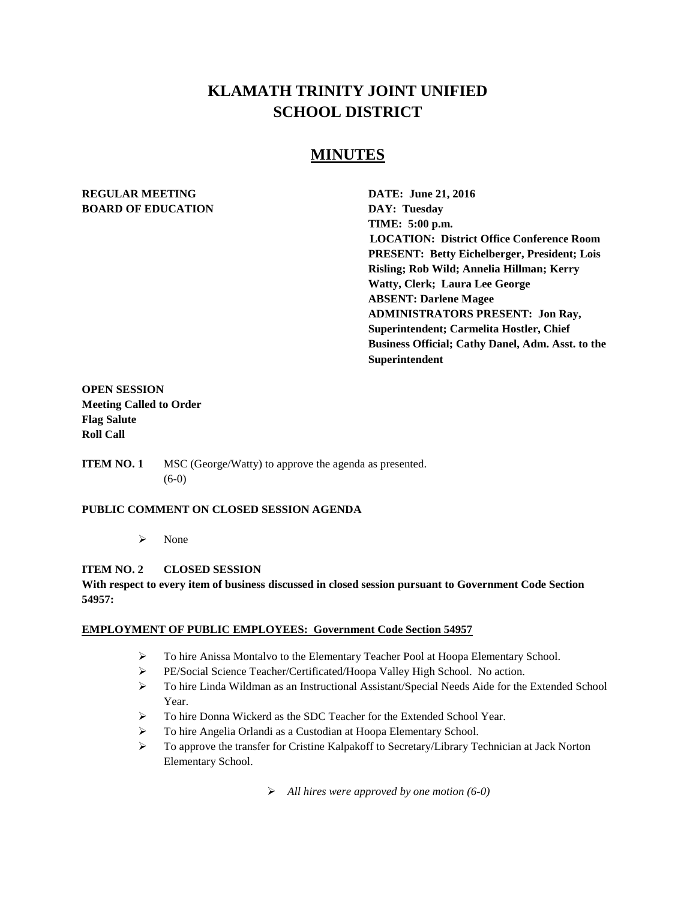# KLAMATH TRINITY JOINT UNIFIED SCHOOL DISTRICT

## MINUTES

**REGULAR MEETING**
**BOARD OF EDUCATION**

**DATE: June 21, 2016**
**DAY: Tuesday**
**TIME: 5:00 p.m.**
**LOCATION: District Office Conference Room**
**PRESENT: Betty Eichelberger, President; Lois Risling; Rob Wild; Annelia Hillman; Kerry Watty, Clerk; Laura Lee George**
**ABSENT: Darlene Magee**
**ADMINISTRATORS PRESENT: Jon Ray, Superintendent; Carmelita Hostler, Chief Business Official; Cathy Danel, Adm. Asst. to the Superintendent**

**OPEN SESSION**
**Meeting Called to Order**
**Flag Salute**
**Roll Call**

**ITEM NO. 1** MSC (George/Watty) to approve the agenda as presented. (6-0)

**PUBLIC COMMENT ON CLOSED SESSION AGENDA**

- None

**ITEM NO. 2 CLOSED SESSION**

**With respect to every item of business discussed in closed session pursuant to Government Code Section 54957:**

**EMPLOYMENT OF PUBLIC EMPLOYEES: Government Code Section 54957**

- To hire Anissa Montalvo to the Elementary Teacher Pool at Hoopa Elementary School.
- PE/Social Science Teacher/Certificated/Hoopa Valley High School. No action.
- To hire Linda Wildman as an Instructional Assistant/Special Needs Aide for the Extended School Year.
- To hire Donna Wickerd as the SDC Teacher for the Extended School Year.
- To hire Angelia Orlandi as a Custodian at Hoopa Elementary School.
- To approve the transfer for Cristine Kalpakoff to Secretary/Library Technician at Jack Norton Elementary School.

- *All hires were approved by one motion (6-0)*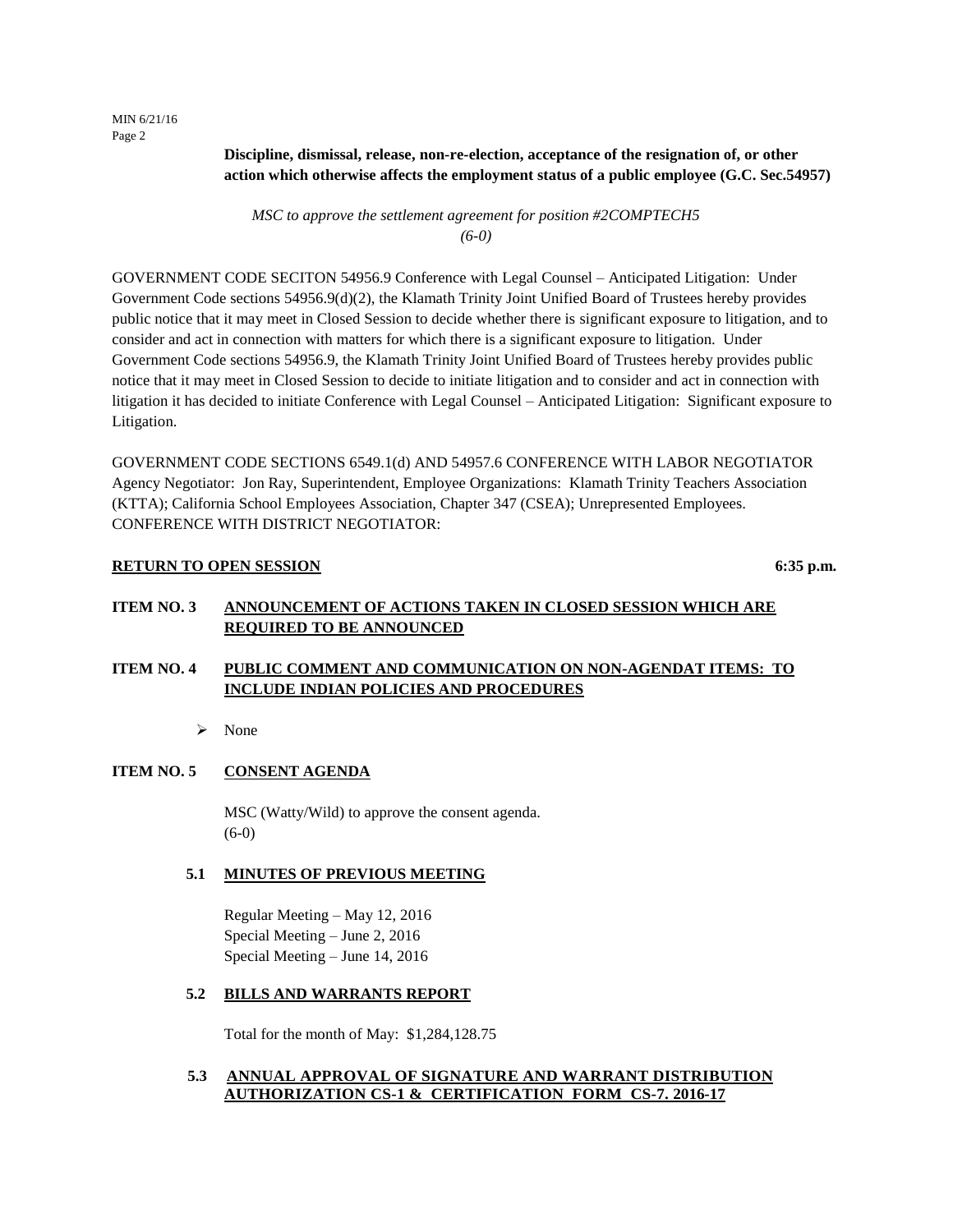**Discipline, dismissal, release, non-re-election, acceptance of the resignation of, or other action which otherwise affects the employment status of a public employee (G.C. Sec.54957)**

*MSC to approve the settlement agreement for position #2COMPTECH5*
*(6-0)*

GOVERNMENT CODE SECITON 54956.9 Conference with Legal Counsel – Anticipated Litigation: Under Government Code sections 54956.9(d)(2), the Klamath Trinity Joint Unified Board of Trustees hereby provides public notice that it may meet in Closed Session to decide whether there is significant exposure to litigation, and to consider and act in connection with matters for which there is a significant exposure to litigation. Under Government Code sections 54956.9, the Klamath Trinity Joint Unified Board of Trustees hereby provides public notice that it may meet in Closed Session to decide to initiate litigation and to consider and act in connection with litigation it has decided to initiate Conference with Legal Counsel – Anticipated Litigation: Significant exposure to Litigation.

GOVERNMENT CODE SECTIONS 6549.1(d) AND 54957.6 CONFERENCE WITH LABOR NEGOTIATOR Agency Negotiator: Jon Ray, Superintendent, Employee Organizations: Klamath Trinity Teachers Association (KTTA); California School Employees Association, Chapter 347 (CSEA); Unrepresented Employees. CONFERENCE WITH DISTRICT NEGOTIATOR:

**RETURN TO OPEN SESSION** **6:35 p.m.**

## ITEM NO. 3 ANNOUNCEMENT OF ACTIONS TAKEN IN CLOSED SESSION WHICH ARE REQUIRED TO BE ANNOUNCED

## ITEM NO. 4 PUBLIC COMMENT AND COMMUNICATION ON NON-AGENDAT ITEMS: TO INCLUDE INDIAN POLICIES AND PROCEDURES

- None

## ITEM NO. 5 CONSENT AGENDA

MSC (Watty/Wild) to approve the consent agenda.
(6-0)

### 5.1 MINUTES OF PREVIOUS MEETING

Regular Meeting – May 12, 2016
Special Meeting – June 2, 2016
Special Meeting – June 14, 2016

### 5.2 BILLS AND WARRANTS REPORT

Total for the month of May: $1,284,128.75

### 5.3 ANNUAL APPROVAL OF SIGNATURE AND WARRANT DISTRIBUTION AUTHORIZATION CS-1 & CERTIFICATION FORM CS-7. 2016-17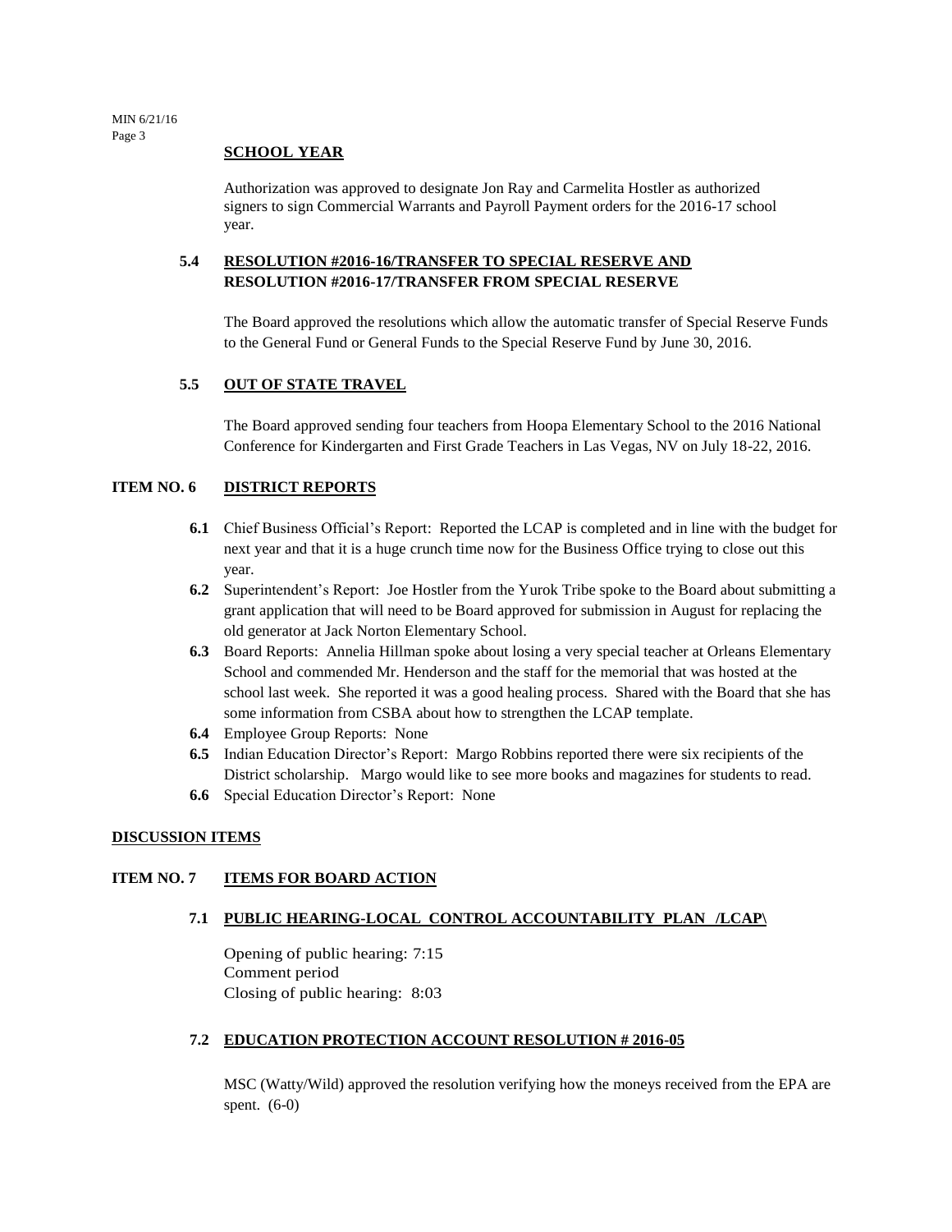**SCHOOL YEAR**

Authorization was approved to designate Jon Ray and Carmelita Hostler as authorized signers to sign Commercial Warrants and Payroll Payment orders for the 2016-17 school year.

**5.4 RESOLUTION #2016-16/TRANSFER TO SPECIAL RESERVE AND RESOLUTION #2016-17/TRANSFER FROM SPECIAL RESERVE**

The Board approved the resolutions which allow the automatic transfer of Special Reserve Funds to the General Fund or General Funds to the Special Reserve Fund by June 30, 2016.

**5.5 OUT OF STATE TRAVEL**

The Board approved sending four teachers from Hoopa Elementary School to the 2016 National Conference for Kindergarten and First Grade Teachers in Las Vegas, NV on July 18-22, 2016.

## ITEM NO. 6 DISTRICT REPORTS

- **6.1** Chief Business Official's Report: Reported the LCAP is completed and in line with the budget for next year and that it is a huge crunch time now for the Business Office trying to close out this year.
- **6.2** Superintendent's Report: Joe Hostler from the Yurok Tribe spoke to the Board about submitting a grant application that will need to be Board approved for submission in August for replacing the old generator at Jack Norton Elementary School.
- **6.3** Board Reports: Annelia Hillman spoke about losing a very special teacher at Orleans Elementary School and commended Mr. Henderson and the staff for the memorial that was hosted at the school last week. She reported it was a good healing process. Shared with the Board that she has some information from CSBA about how to strengthen the LCAP template.
- **6.4** Employee Group Reports: None
- **6.5** Indian Education Director's Report: Margo Robbins reported there were six recipients of the District scholarship. Margo would like to see more books and magazines for students to read.
- **6.6** Special Education Director's Report: None

## DISCUSSION ITEMS

## ITEM NO. 7 ITEMS FOR BOARD ACTION

**7.1 PUBLIC HEARING-LOCAL CONTROL ACCOUNTABILITY PLAN /LCAP\**

Opening of public hearing: 7:15
Comment period
Closing of public hearing: 8:03

**7.2 EDUCATION PROTECTION ACCOUNT RESOLUTION # 2016-05**

MSC (Watty/Wild) approved the resolution verifying how the moneys received from the EPA are spent. (6-0)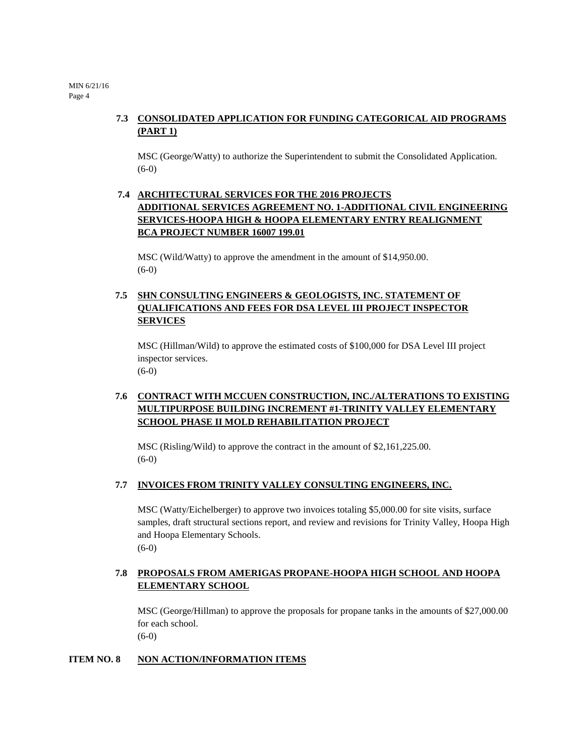### 7.3 CONSOLIDATED APPLICATION FOR FUNDING CATEGORICAL AID PROGRAMS (PART 1)

MSC (George/Watty) to authorize the Superintendent to submit the Consolidated Application.
(6-0)

### 7.4 ARCHITECTURAL SERVICES FOR THE 2016 PROJECTS ADDITIONAL SERVICES AGREEMENT NO. 1-ADDITIONAL CIVIL ENGINEERING SERVICES-HOOPA HIGH & HOOPA ELEMENTARY ENTRY REALIGNMENT BCA PROJECT NUMBER 16007 199.01

MSC (Wild/Watty) to approve the amendment in the amount of $14,950.00.
(6-0)

### 7.5 SHN CONSULTING ENGINEERS & GEOLOGISTS, INC. STATEMENT OF QUALIFICATIONS AND FEES FOR DSA LEVEL III PROJECT INSPECTOR SERVICES

MSC (Hillman/Wild) to approve the estimated costs of $100,000 for DSA Level III project inspector services.
(6-0)

### 7.6 CONTRACT WITH MCCUEN CONSTRUCTION, INC./ALTERATIONS TO EXISTING MULTIPURPOSE BUILDING INCREMENT #1-TRINITY VALLEY ELEMENTARY SCHOOL PHASE II MOLD REHABILITATION PROJECT

MSC (Risling/Wild) to approve the contract in the amount of $2,161,225.00.
(6-0)

### 7.7 INVOICES FROM TRINITY VALLEY CONSULTING ENGINEERS, INC.

MSC (Watty/Eichelberger) to approve two invoices totaling $5,000.00 for site visits, surface samples, draft structural sections report, and review and revisions for Trinity Valley, Hoopa High and Hoopa Elementary Schools.
(6-0)

### 7.8 PROPOSALS FROM AMERIGAS PROPANE-HOOPA HIGH SCHOOL AND HOOPA ELEMENTARY SCHOOL

MSC (George/Hillman) to approve the proposals for propane tanks in the amounts of $27,000.00 for each school.
(6-0)

## ITEM NO. 8 NON ACTION/INFORMATION ITEMS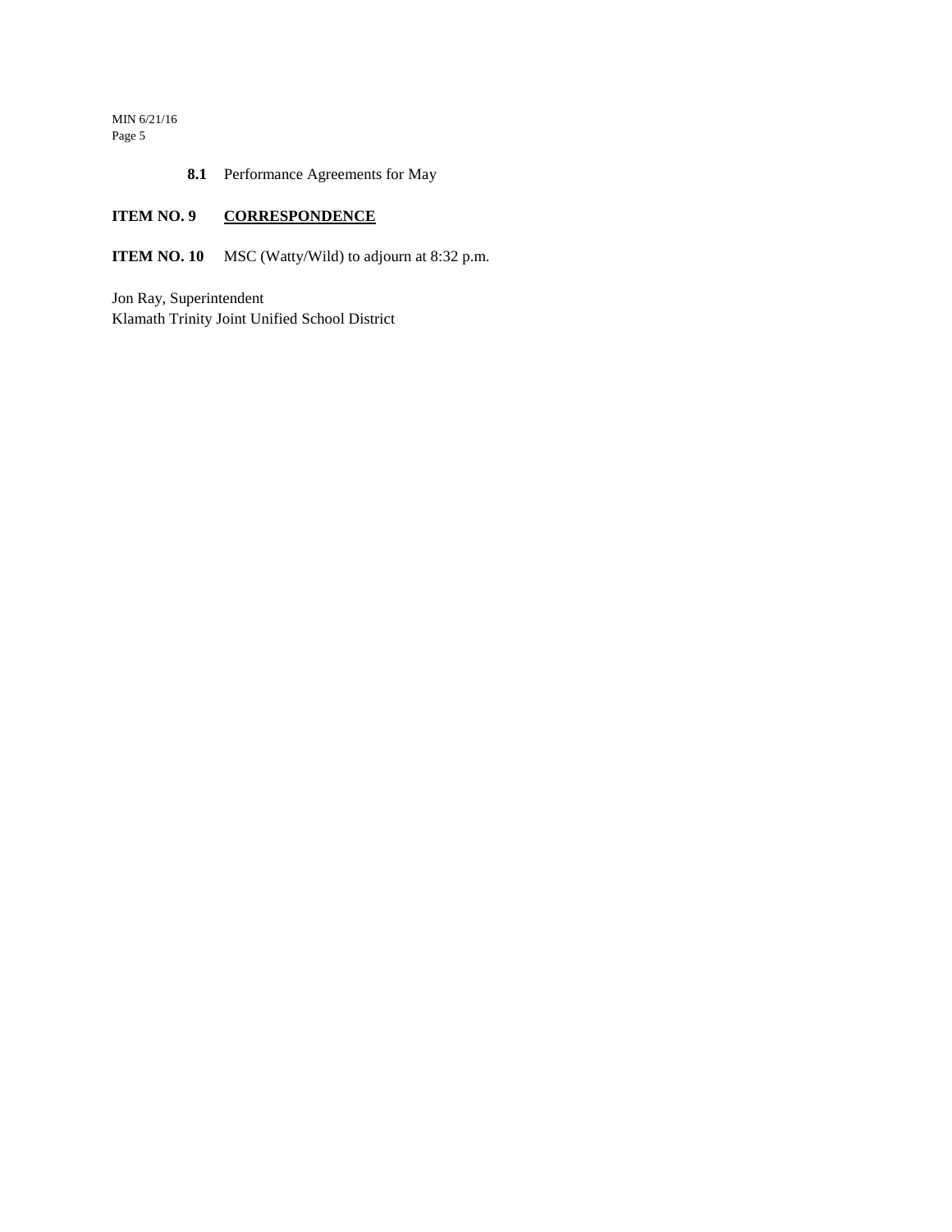**8.1** Performance Agreements for May

**ITEM NO. 9** **CORRESPONDENCE**

**ITEM NO. 10** MSC (Watty/Wild) to adjourn at 8:32 p.m.

Jon Ray, Superintendent
Klamath Trinity Joint Unified School District